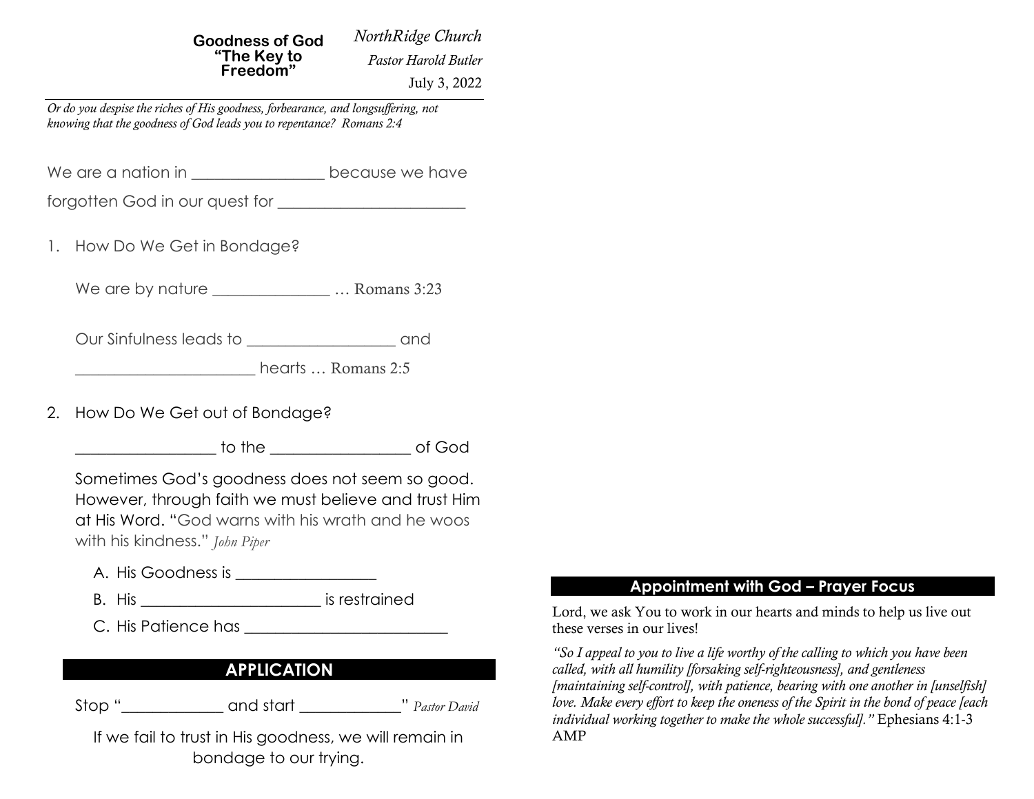**Goodness of God**
**"The Key to Freedom"**

*NorthRidge Church*

*Pastor Harold Butler*

July 3, 2022

*Or do you despise the riches of His goodness, forbearance, and longsuffering, not knowing that the goodness of God leads you to repentance? Romans 2:4*

We are a nation in ________________ because we have forgotten God in our quest for ______________________

1. How Do We Get in Bondage?

   We are by nature ______________ … Romans 3:23

   Our Sinfulness leads to __________________ and ______________________ hearts … Romans 2:5

2. How Do We Get out of Bondage?

   _________________ to the _________________ of God

   Sometimes God's goodness does not seem so good. However, through faith we must believe and trust Him at His Word. "God warns with his wrath and he woos with his kindness." *John Piper*

   A. His Goodness is _________________
   B. His ______________________ is restrained
   C. His Patience has _________________________

## APPLICATION

Stop "____________ and start ____________" *Pastor David*

If we fail to trust in His goodness, we will remain in bondage to our trying.

## Appointment with God – Prayer Focus

Lord, we ask You to work in our hearts and minds to help us live out these verses in our lives!

*"So I appeal to you to live a life worthy of the calling to which you have been called, with all humility [forsaking self-righteousness], and gentleness [maintaining self-control], with patience, bearing with one another in [unselfish] love. Make every effort to keep the oneness of the Spirit in the bond of peace [each individual working together to make the whole successful]."* Ephesians 4:1-3 AMP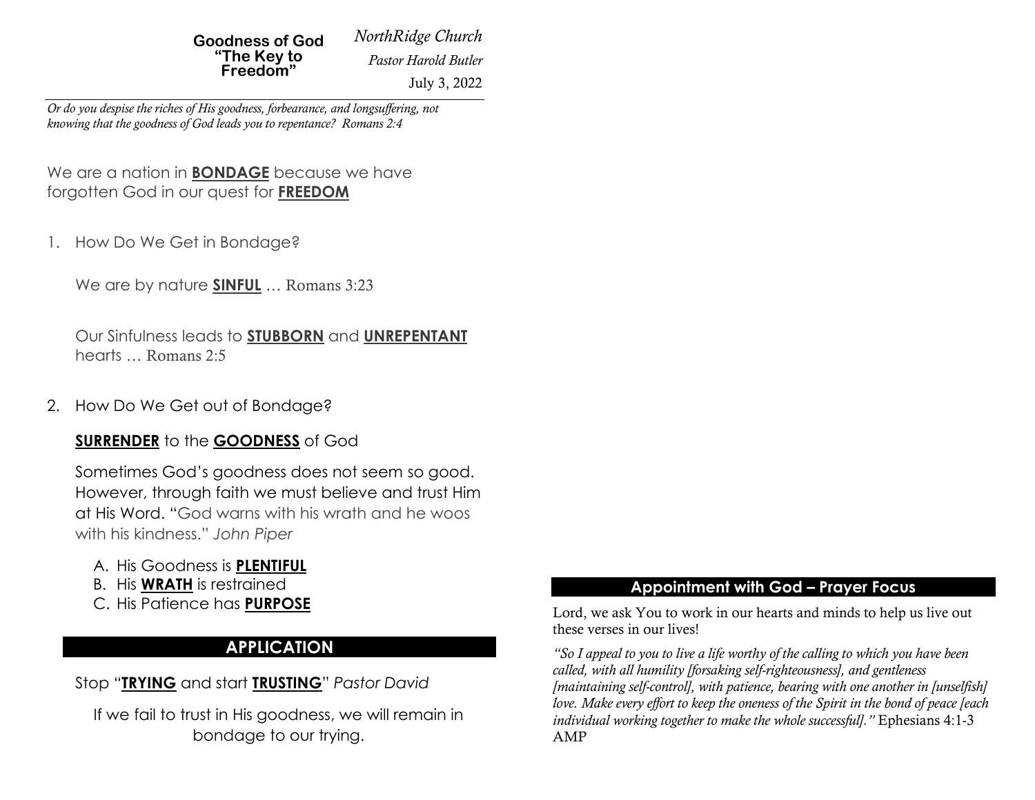# Goodness of God "The Key to Freedom"

*NorthRidge Church*

*Pastor Harold Butler*

July 3, 2022

*Or do you despise the riches of His goodness, forbearance, and longsuffering, not knowing that the goodness of God leads you to repentance? Romans 2:4*

We are a nation in **BONDAGE** because we have forgotten God in our quest for **FREEDOM**

1. How Do We Get in Bondage?

   We are by nature **SINFUL** … Romans 3:23

   Our Sinfulness leads to **STUBBORN** and **UNREPENTANT** hearts … Romans 2:5

2. How Do We Get out of Bondage?

   **SURRENDER** to the **GOODNESS** of God

   Sometimes God's goodness does not seem so good. However, through faith we must believe and trust Him at His Word. "God warns with his wrath and he woos with his kindness." *John Piper*

   A. His Goodness is **PLENTIFUL**
   B. His **WRATH** is restrained
   C. His Patience has **PURPOSE**

## APPLICATION

Stop "**TRYING** and start **TRUSTING**" *Pastor David*

If we fail to trust in His goodness, we will remain in bondage to our trying.

## Appointment with God – Prayer Focus

Lord, we ask You to work in our hearts and minds to help us live out these verses in our lives!

*"So I appeal to you to live a life worthy of the calling to which you have been called, with all humility [forsaking self-righteousness], and gentleness [maintaining self-control], with patience, bearing with one another in [unselfish] love. Make every effort to keep the oneness of the Spirit in the bond of peace [each individual working together to make the whole successful]."* Ephesians 4:1-3 AMP